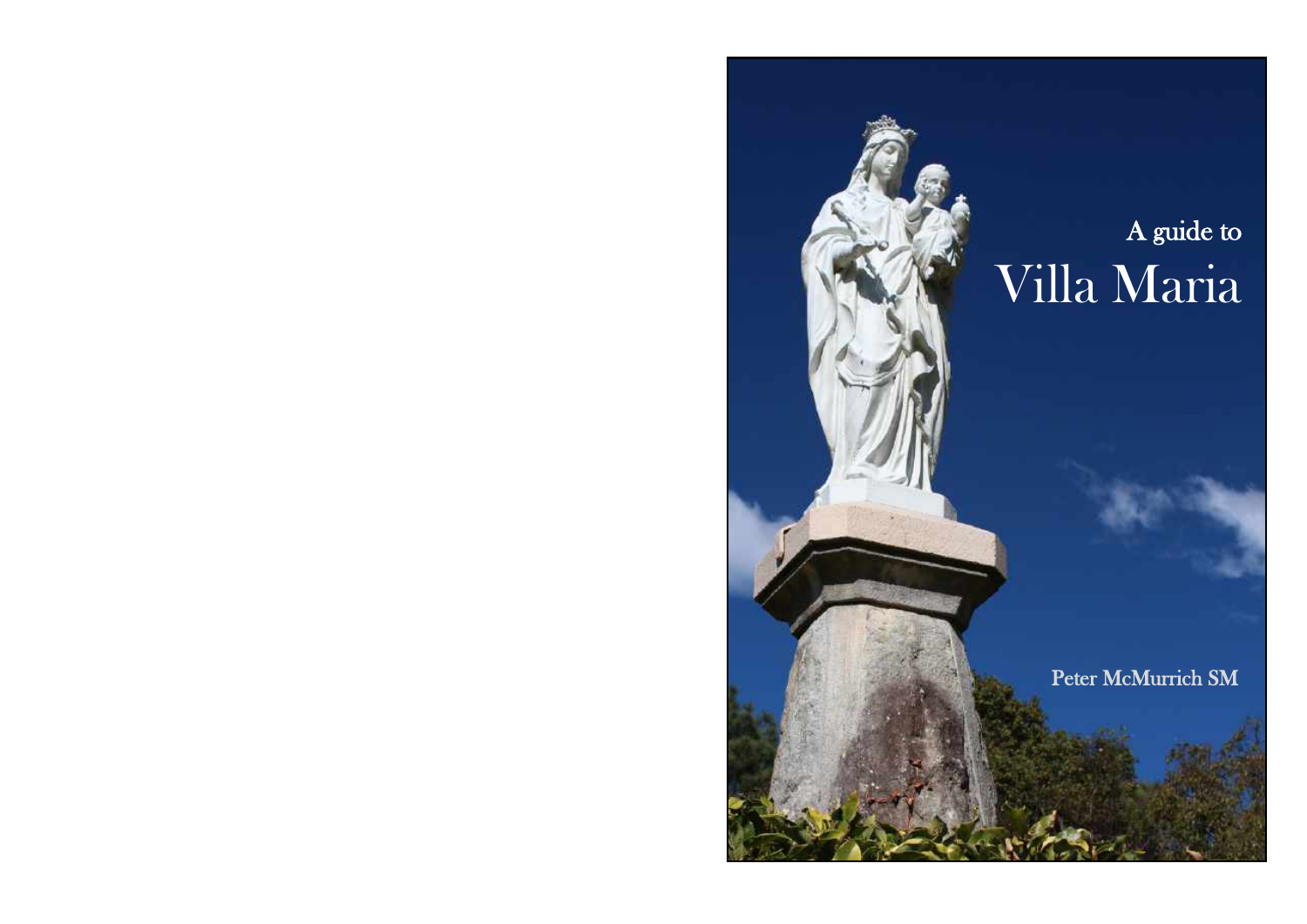A guide to

# Villa Maria

Peter McMurrich SM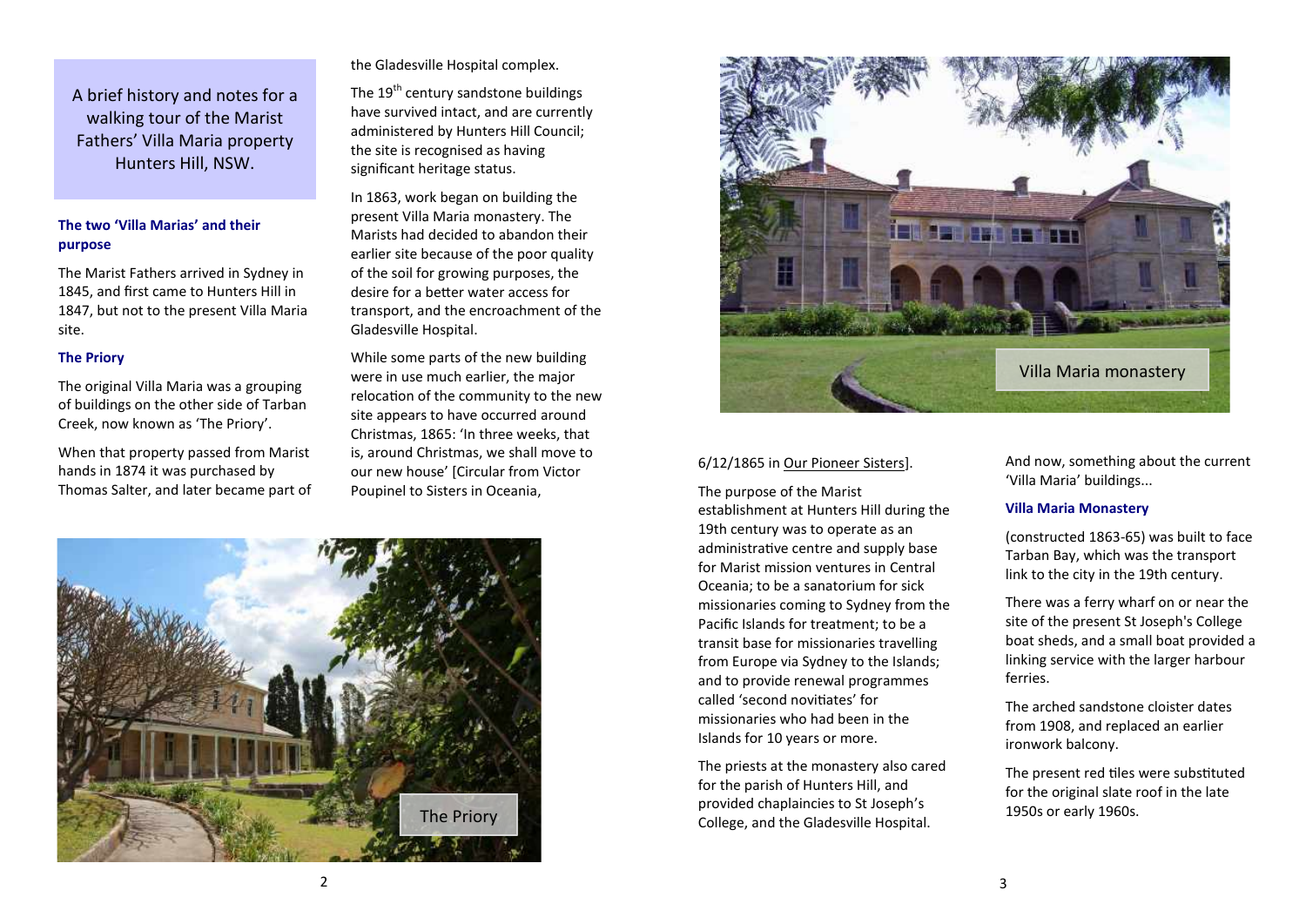A brief history and notes for a walking tour of the Marist Fathers' Villa Maria property Hunters Hill, NSW.

### The two 'Villa Marias' and their purpose

The Marist Fathers arrived in Sydney in 1845, and first came to Hunters Hill in 1847, but not to the present Villa Maria site.

### The Priory

The original Villa Maria was a grouping of buildings on the other side of Tarban Creek, now known as 'The Priory'.

When that property passed from Marist hands in 1874 it was purchased by Thomas Salter, and later became part of the Gladesville Hospital complex.

The 19th century sandstone buildings have survived intact, and are currently administered by Hunters Hill Council; the site is recognised as having significant heritage status.

In 1863, work began on building the present Villa Maria monastery. The Marists had decided to abandon their earlier site because of the poor quality of the soil for growing purposes, the desire for a better water access for transport, and the encroachment of the Gladesville Hospital.

While some parts of the new building were in use much earlier, the major relocation of the community to the new site appears to have occurred around Christmas, 1865: 'In three weeks, that is, around Christmas, we shall move to our new house' [Circular from Victor Poupinel to Sisters in Oceania, 6/12/1865 in Our Pioneer Sisters].

The Priory

The purpose of the Marist establishment at Hunters Hill during the 19th century was to operate as an administrative centre and supply base for Marist mission ventures in Central Oceania; to be a sanatorium for sick missionaries coming to Sydney from the Pacific Islands for treatment; to be a transit base for missionaries travelling from Europe via Sydney to the Islands; and to provide renewal programmes called 'second novitiates' for missionaries who had been in the Islands for 10 years or more.

The priests at the monastery also cared for the parish of Hunters Hill, and provided chaplaincies to St Joseph's College, and the Gladesville Hospital.

Villa Maria monastery

And now, something about the current 'Villa Maria' buildings...

### Villa Maria Monastery

(constructed 1863-65) was built to face Tarban Bay, which was the transport link to the city in the 19th century.

There was a ferry wharf on or near the site of the present St Joseph's College boat sheds, and a small boat provided a linking service with the larger harbour ferries.

The arched sandstone cloister dates from 1908, and replaced an earlier ironwork balcony.

The present red tiles were substituted for the original slate roof in the late 1950s or early 1960s.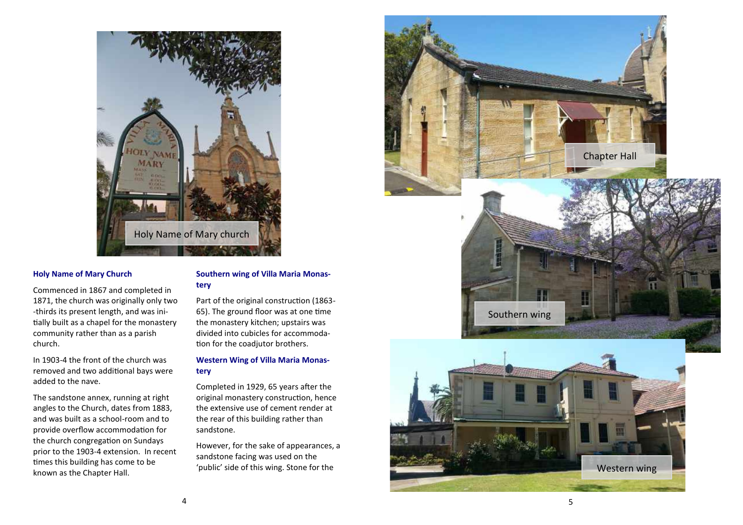Holy Name of Mary church

### Holy Name of Mary Church

Commenced in 1867 and completed in 1871, the church was originally only two-thirds its present length, and was initially built as a chapel for the monastery community rather than as a parish church.

In 1903-4 the front of the church was removed and two additional bays were added to the nave.

The sandstone annex, running at right angles to the Church, dates from 1883, and was built as a school-room and to provide overflow accommodation for the church congregation on Sundays prior to the 1903-4 extension. In recent times this building has come to be known as the Chapter Hall.

### Southern wing of Villa Maria Monastery

Part of the original construction (1863-65). The ground floor was at one time the monastery kitchen; upstairs was divided into cubicles for accommodation for the coadjutor brothers.

### Western Wing of Villa Maria Monastery

Completed in 1929, 65 years after the original monastery construction, hence the extensive use of cement render at the rear of this building rather than sandstone.

However, for the sake of appearances, a sandstone facing was used on the 'public' side of this wing. Stone for the

Chapter Hall

Southern wing

Western wing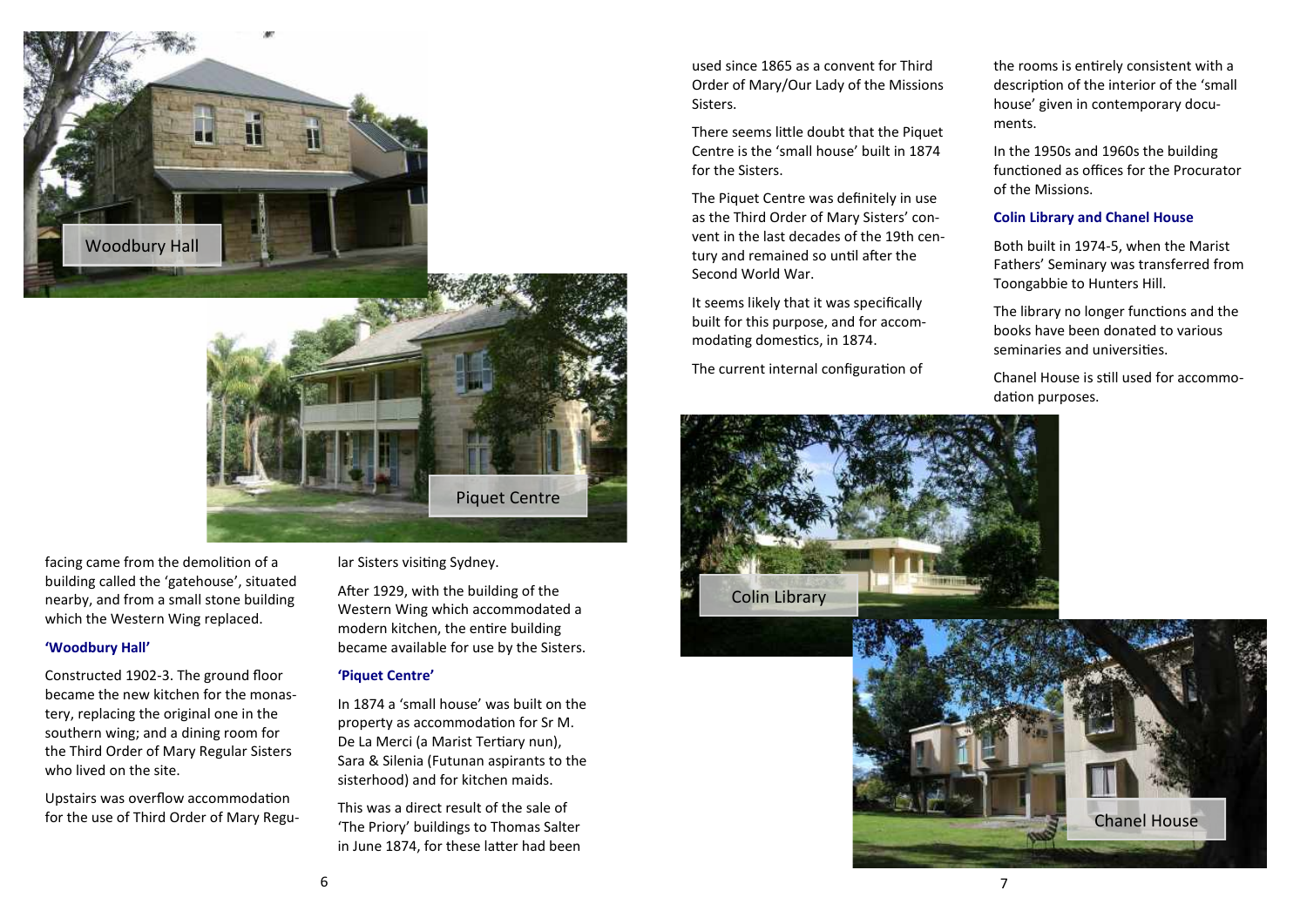facing came from the demolition of a building called the 'gatehouse', situated nearby, and from a small stone building which the Western Wing replaced.

### 'Woodbury Hall'

Constructed 1902-3. The ground floor became the new kitchen for the monastery, replacing the original one in the southern wing; and a dining room for the Third Order of Mary Regular Sisters who lived on the site.

Upstairs was overflow accommodation for the use of Third Order of Mary Regular Sisters visiting Sydney.

After 1929, with the building of the Western Wing which accommodated a modern kitchen, the entire building became available for use by the Sisters.

### 'Piquet Centre'

In 1874 a 'small house' was built on the property as accommodation for Sr M. De La Merci (a Marist Tertiary nun), Sara & Silenia (Futunan aspirants to the sisterhood) and for kitchen maids.

This was a direct result of the sale of 'The Priory' buildings to Thomas Salter in June 1874, for these latter had been used since 1865 as a convent for Third Order of Mary/Our Lady of the Missions Sisters.

There seems little doubt that the Piquet Centre is the 'small house' built in 1874 for the Sisters.

The Piquet Centre was definitely in use as the Third Order of Mary Sisters' convent in the last decades of the 19th century and remained so until after the Second World War.

It seems likely that it was specifically built for this purpose, and for accommodating domestics, in 1874.

The current internal configuration of the rooms is entirely consistent with a description of the interior of the 'small house' given in contemporary documents.

In the 1950s and 1960s the building functioned as offices for the Procurator of the Missions.

### Colin Library and Chanel House

Both built in 1974-5, when the Marist Fathers' Seminary was transferred from Toongabbie to Hunters Hill.

The library no longer functions and the books have been donated to various seminaries and universities.

Chanel House is still used for accommodation purposes.

Woodbury Hall

Piquet Centre

Colin Library

Chanel House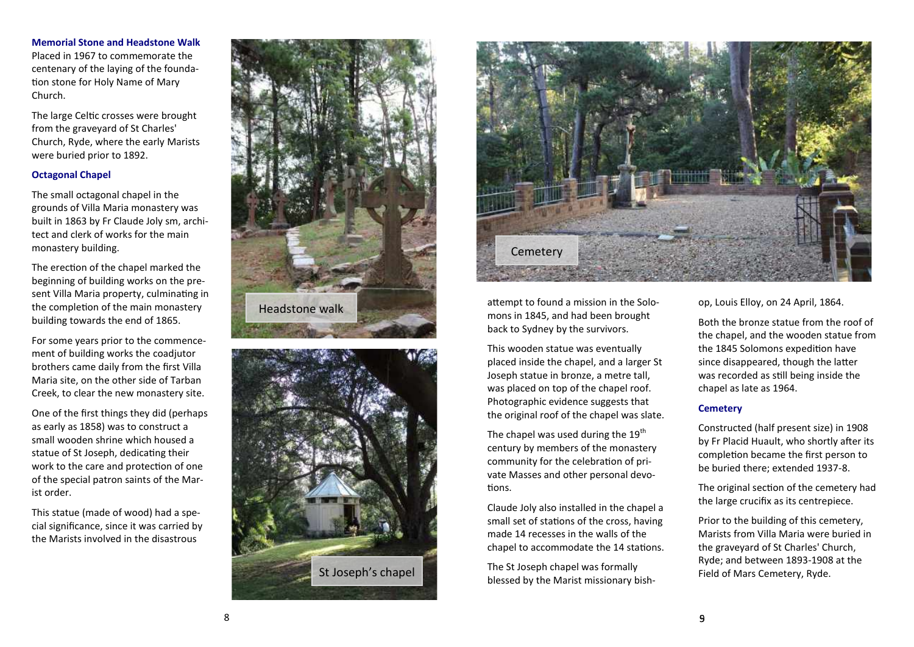### Memorial Stone and Headstone Walk

Placed in 1967 to commemorate the centenary of the laying of the foundation stone for Holy Name of Mary Church.

The large Celtic crosses were brought from the graveyard of St Charles' Church, Ryde, where the early Marists were buried prior to 1892.

### Octagonal Chapel

The small octagonal chapel in the grounds of Villa Maria monastery was built in 1863 by Fr Claude Joly sm, architect and clerk of works for the main monastery building.

The erection of the chapel marked the beginning of building works on the present Villa Maria property, culminating in the completion of the main monastery building towards the end of 1865.

For some years prior to the commencement of building works the coadjutor brothers came daily from the first Villa Maria site, on the other side of Tarban Creek, to clear the new monastery site.

One of the first things they did (perhaps as early as 1858) was to construct a small wooden shrine which housed a statue of St Joseph, dedicating their work to the care and protection of one of the special patron saints of the Marist order.

This statue (made of wood) had a special significance, since it was carried by the Marists involved in the disastrous attempt to found a mission in the Solomons in 1845, and had been brought back to Sydney by the survivors.

This wooden statue was eventually placed inside the chapel, and a larger St Joseph statue in bronze, a metre tall, was placed on top of the chapel roof. Photographic evidence suggests that the original roof of the chapel was slate.

The chapel was used during the 19th century by members of the monastery community for the celebration of private Masses and other personal devotions.

Claude Joly also installed in the chapel a small set of stations of the cross, having made 14 recesses in the walls of the chapel to accommodate the 14 stations.

The St Joseph chapel was formally blessed by the Marist missionary bishop, Louis Elloy, on 24 April, 1864.

Both the bronze statue from the roof of the chapel, and the wooden statue from the 1845 Solomons expedition have since disappeared, though the latter was recorded as still being inside the chapel as late as 1964.

Headstone walk

St Joseph's chapel

Cemetery

### Cemetery

Constructed (half present size) in 1908 by Fr Placid Huault, who shortly after its completion became the first person to be buried there; extended 1937-8.

The original section of the cemetery had the large crucifix as its centrepiece.

Prior to the building of this cemetery, Marists from Villa Maria were buried in the graveyard of St Charles' Church, Ryde; and between 1893-1908 at the Field of Mars Cemetery, Ryde.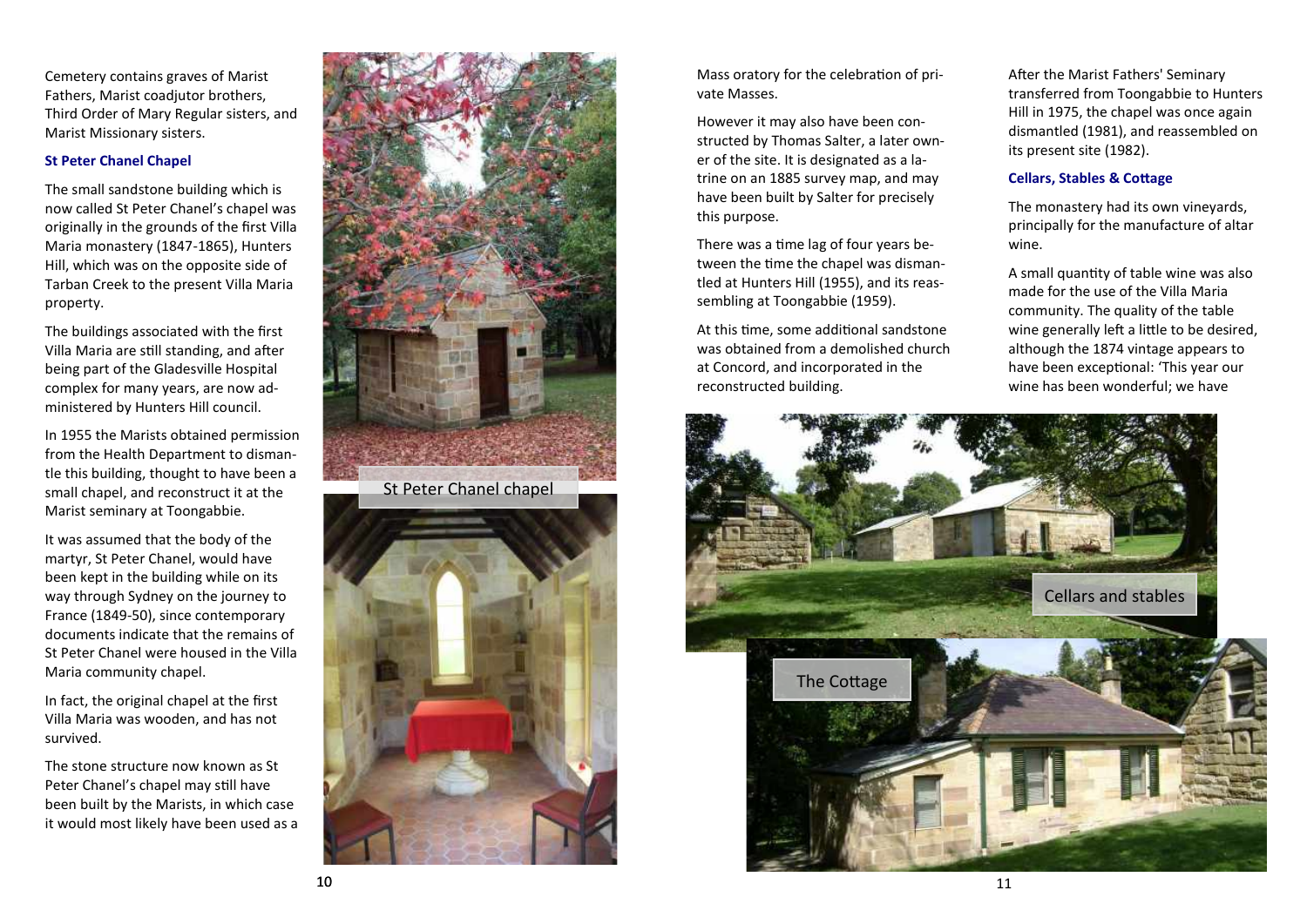Cemetery contains graves of Marist Fathers, Marist coadjutor brothers, Third Order of Mary Regular sisters, and Marist Missionary sisters.

### St Peter Chanel Chapel

The small sandstone building which is now called St Peter Chanel's chapel was originally in the grounds of the first Villa Maria monastery (1847-1865), Hunters Hill, which was on the opposite side of Tarban Creek to the present Villa Maria property.

The buildings associated with the first Villa Maria are still standing, and after being part of the Gladesville Hospital complex for many years, are now administered by Hunters Hill council.

In 1955 the Marists obtained permission from the Health Department to dismantle this building, thought to have been a small chapel, and reconstruct it at the Marist seminary at Toongabbie.

It was assumed that the body of the martyr, St Peter Chanel, would have been kept in the building while on its way through Sydney on the journey to France (1849-50), since contemporary documents indicate that the remains of St Peter Chanel were housed in the Villa Maria community chapel.

In fact, the original chapel at the first Villa Maria was wooden, and has not survived.

The stone structure now known as St Peter Chanel's chapel may still have been built by the Marists, in which case it would most likely have been used as a Mass oratory for the celebration of private Masses.

St Peter Chanel chapel

However it may also have been constructed by Thomas Salter, a later owner of the site. It is designated as a latrine on an 1885 survey map, and may have been built by Salter for precisely this purpose.

There was a time lag of four years between the time the chapel was dismantled at Hunters Hill (1955), and its reassembling at Toongabbie (1959).

At this time, some additional sandstone was obtained from a demolished church at Concord, and incorporated in the reconstructed building.

After the Marist Fathers' Seminary transferred from Toongabbie to Hunters Hill in 1975, the chapel was once again dismantled (1981), and reassembled on its present site (1982).

### Cellars, Stables & Cottage

The monastery had its own vineyards, principally for the manufacture of altar wine.

A small quantity of table wine was also made for the use of the Villa Maria community. The quality of the table wine generally left a little to be desired, although the 1874 vintage appears to have been exceptional: 'This year our wine has been wonderful; we have

Cellars and stables

The Cottage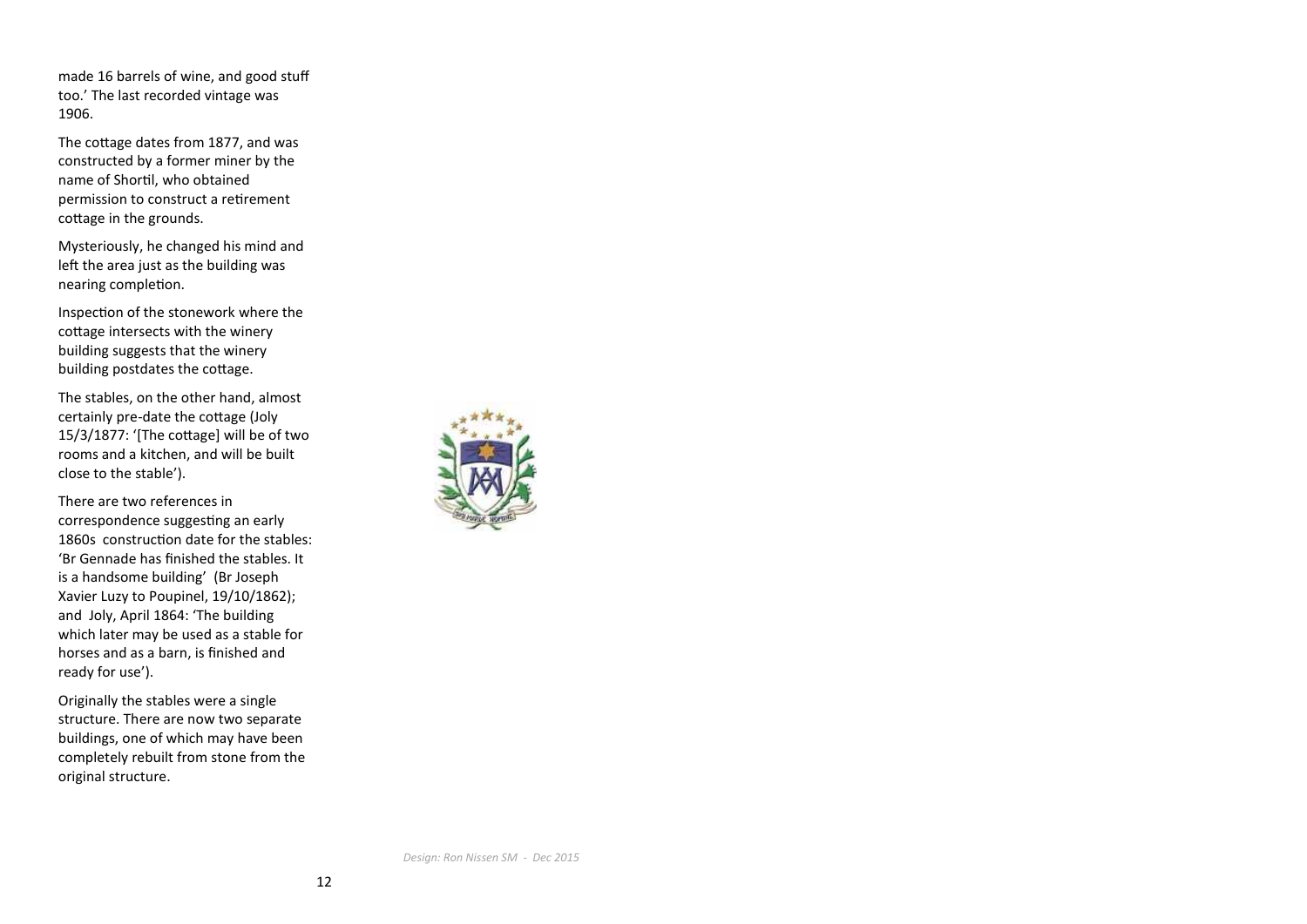made 16 barrels of wine, and good stuff too.' The last recorded vintage was 1906.

The cottage dates from 1877, and was constructed by a former miner by the name of Shortil, who obtained permission to construct a retirement cottage in the grounds.

Mysteriously, he changed his mind and left the area just as the building was nearing completion.

Inspection of the stonework where the cottage intersects with the winery building suggests that the winery building postdates the cottage.

The stables, on the other hand, almost certainly pre-date the cottage (Joly 15/3/1877: '[The cottage] will be of two rooms and a kitchen, and will be built close to the stable').

There are two references in correspondence suggesting an early 1860s construction date for the stables: 'Br Gennade has finished the stables. It is a handsome building' (Br Joseph Xavier Luzy to Poupinel, 19/10/1862); and Joly, April 1864: 'The building which later may be used as a stable for horses and as a barn, is finished and ready for use').

Originally the stables were a single structure. There are now two separate buildings, one of which may have been completely rebuilt from stone from the original structure.

*Design: Ron Nissen SM - Dec 2015*